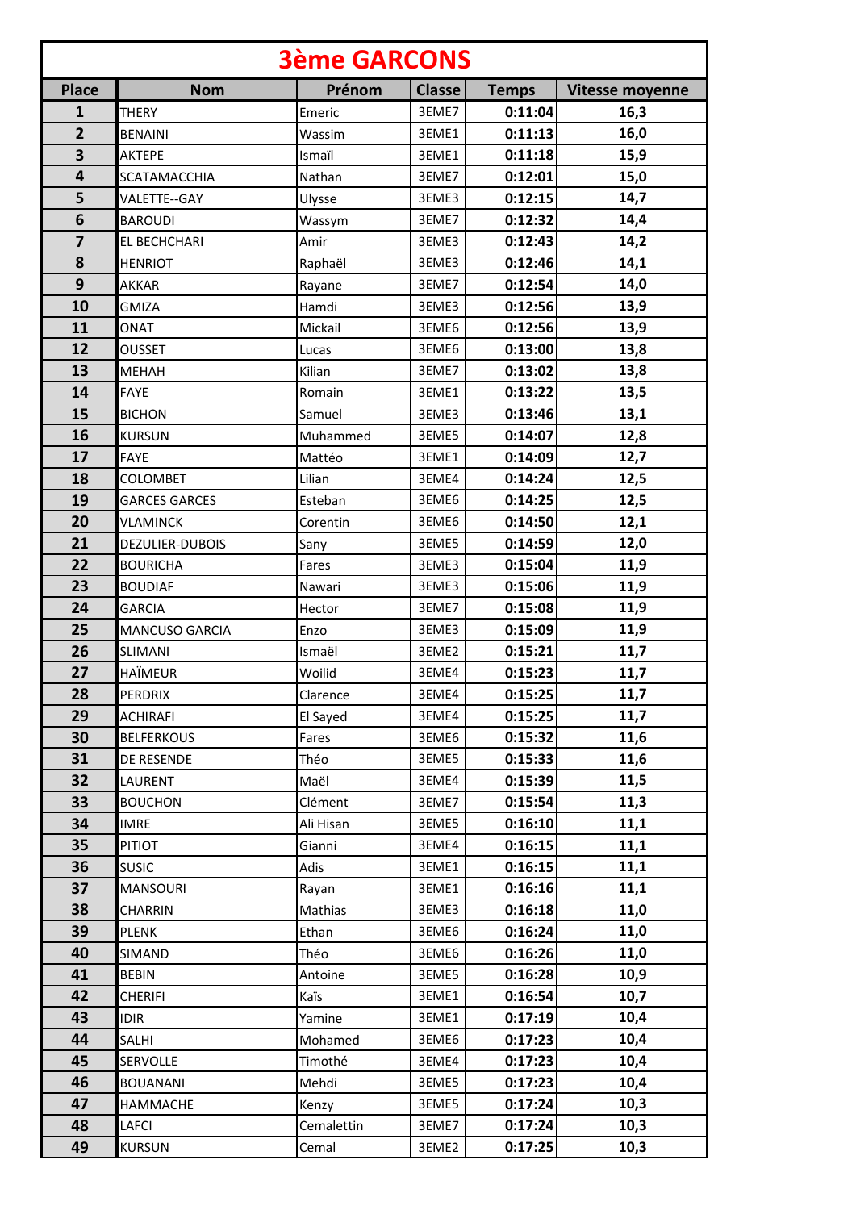# 3ème GARCONS

| Place | Nom | Prénom | Classe | Temps | Vitesse moyenne |
|---|---|---|---|---|---|
| 1 | THERY | Emeric | 3EME7 | 0:11:04 | 16,3 |
| 2 | BENAINI | Wassim | 3EME1 | 0:11:13 | 16,0 |
| 3 | AKTEPE | Ismaïl | 3EME1 | 0:11:18 | 15,9 |
| 4 | SCATAMACCHIA | Nathan | 3EME7 | 0:12:01 | 15,0 |
| 5 | VALETTE--GAY | Ulysse | 3EME3 | 0:12:15 | 14,7 |
| 6 | BAROUDI | Wassym | 3EME7 | 0:12:32 | 14,4 |
| 7 | EL BECHCHARI | Amir | 3EME3 | 0:12:43 | 14,2 |
| 8 | HENRIOT | Raphaël | 3EME3 | 0:12:46 | 14,1 |
| 9 | AKKAR | Rayane | 3EME7 | 0:12:54 | 14,0 |
| 10 | GMIZA | Hamdi | 3EME3 | 0:12:56 | 13,9 |
| 11 | ONAT | Mickail | 3EME6 | 0:12:56 | 13,9 |
| 12 | OUSSET | Lucas | 3EME6 | 0:13:00 | 13,8 |
| 13 | MEHAH | Kilian | 3EME7 | 0:13:02 | 13,8 |
| 14 | FAYE | Romain | 3EME1 | 0:13:22 | 13,5 |
| 15 | BICHON | Samuel | 3EME3 | 0:13:46 | 13,1 |
| 16 | KURSUN | Muhammed | 3EME5 | 0:14:07 | 12,8 |
| 17 | FAYE | Mattéo | 3EME1 | 0:14:09 | 12,7 |
| 18 | COLOMBET | Lilian | 3EME4 | 0:14:24 | 12,5 |
| 19 | GARCES GARCES | Esteban | 3EME6 | 0:14:25 | 12,5 |
| 20 | VLAMINCK | Corentin | 3EME6 | 0:14:50 | 12,1 |
| 21 | DEZULIER-DUBOIS | Sany | 3EME5 | 0:14:59 | 12,0 |
| 22 | BOURICHA | Fares | 3EME3 | 0:15:04 | 11,9 |
| 23 | BOUDIAF | Nawari | 3EME3 | 0:15:06 | 11,9 |
| 24 | GARCIA | Hector | 3EME7 | 0:15:08 | 11,9 |
| 25 | MANCUSO GARCIA | Enzo | 3EME3 | 0:15:09 | 11,9 |
| 26 | SLIMANI | Ismaël | 3EME2 | 0:15:21 | 11,7 |
| 27 | HAÏMEUR | Woilid | 3EME4 | 0:15:23 | 11,7 |
| 28 | PERDRIX | Clarence | 3EME4 | 0:15:25 | 11,7 |
| 29 | ACHIRAFI | El Sayed | 3EME4 | 0:15:25 | 11,7 |
| 30 | BELFERKOUS | Fares | 3EME6 | 0:15:32 | 11,6 |
| 31 | DE RESENDE | Théo | 3EME5 | 0:15:33 | 11,6 |
| 32 | LAURENT | Maël | 3EME4 | 0:15:39 | 11,5 |
| 33 | BOUCHON | Clément | 3EME7 | 0:15:54 | 11,3 |
| 34 | IMRE | Ali Hisan | 3EME5 | 0:16:10 | 11,1 |
| 35 | PITIOT | Gianni | 3EME4 | 0:16:15 | 11,1 |
| 36 | SUSIC | Adis | 3EME1 | 0:16:15 | 11,1 |
| 37 | MANSOURI | Rayan | 3EME1 | 0:16:16 | 11,1 |
| 38 | CHARRIN | Mathias | 3EME3 | 0:16:18 | 11,0 |
| 39 | PLENK | Ethan | 3EME6 | 0:16:24 | 11,0 |
| 40 | SIMAND | Théo | 3EME6 | 0:16:26 | 11,0 |
| 41 | BEBIN | Antoine | 3EME5 | 0:16:28 | 10,9 |
| 42 | CHERIFI | Kaïs | 3EME1 | 0:16:54 | 10,7 |
| 43 | IDIR | Yamine | 3EME1 | 0:17:19 | 10,4 |
| 44 | SALHI | Mohamed | 3EME6 | 0:17:23 | 10,4 |
| 45 | SERVOLLE | Timothé | 3EME4 | 0:17:23 | 10,4 |
| 46 | BOUANANI | Mehdi | 3EME5 | 0:17:23 | 10,4 |
| 47 | HAMMACHE | Kenzy | 3EME5 | 0:17:24 | 10,3 |
| 48 | LAFCI | Cemalettin | 3EME7 | 0:17:24 | 10,3 |
| 49 | KURSUN | Cemal | 3EME2 | 0:17:25 | 10,3 |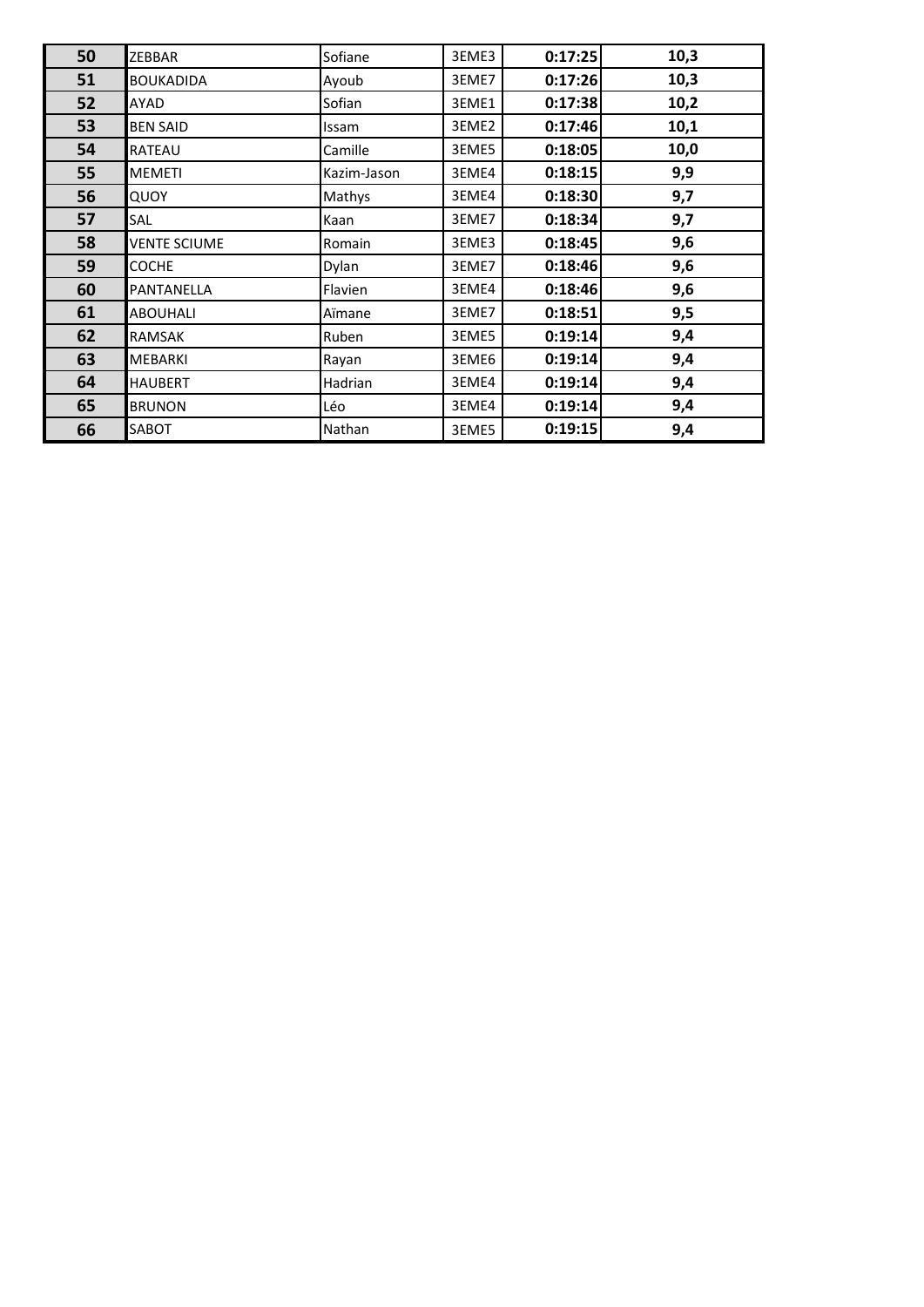| | | | | | |
|---|---|---|---|---|---|
| 50 | ZEBBAR | Sofiane | 3EME3 | 0:17:25 | 10,3 |
| 51 | BOUKADIDA | Ayoub | 3EME7 | 0:17:26 | 10,3 |
| 52 | AYAD | Sofian | 3EME1 | 0:17:38 | 10,2 |
| 53 | BEN SAID | Issam | 3EME2 | 0:17:46 | 10,1 |
| 54 | RATEAU | Camille | 3EME5 | 0:18:05 | 10,0 |
| 55 | MEMETI | Kazim-Jason | 3EME4 | 0:18:15 | 9,9 |
| 56 | QUOY | Mathys | 3EME4 | 0:18:30 | 9,7 |
| 57 | SAL | Kaan | 3EME7 | 0:18:34 | 9,7 |
| 58 | VENTE SCIUME | Romain | 3EME3 | 0:18:45 | 9,6 |
| 59 | COCHE | Dylan | 3EME7 | 0:18:46 | 9,6 |
| 60 | PANTANELLA | Flavien | 3EME4 | 0:18:46 | 9,6 |
| 61 | ABOUHALI | Aïmane | 3EME7 | 0:18:51 | 9,5 |
| 62 | RAMSAK | Ruben | 3EME5 | 0:19:14 | 9,4 |
| 63 | MEBARKI | Rayan | 3EME6 | 0:19:14 | 9,4 |
| 64 | HAUBERT | Hadrian | 3EME4 | 0:19:14 | 9,4 |
| 65 | BRUNON | Léo | 3EME4 | 0:19:14 | 9,4 |
| 66 | SABOT | Nathan | 3EME5 | 0:19:15 | 9,4 |